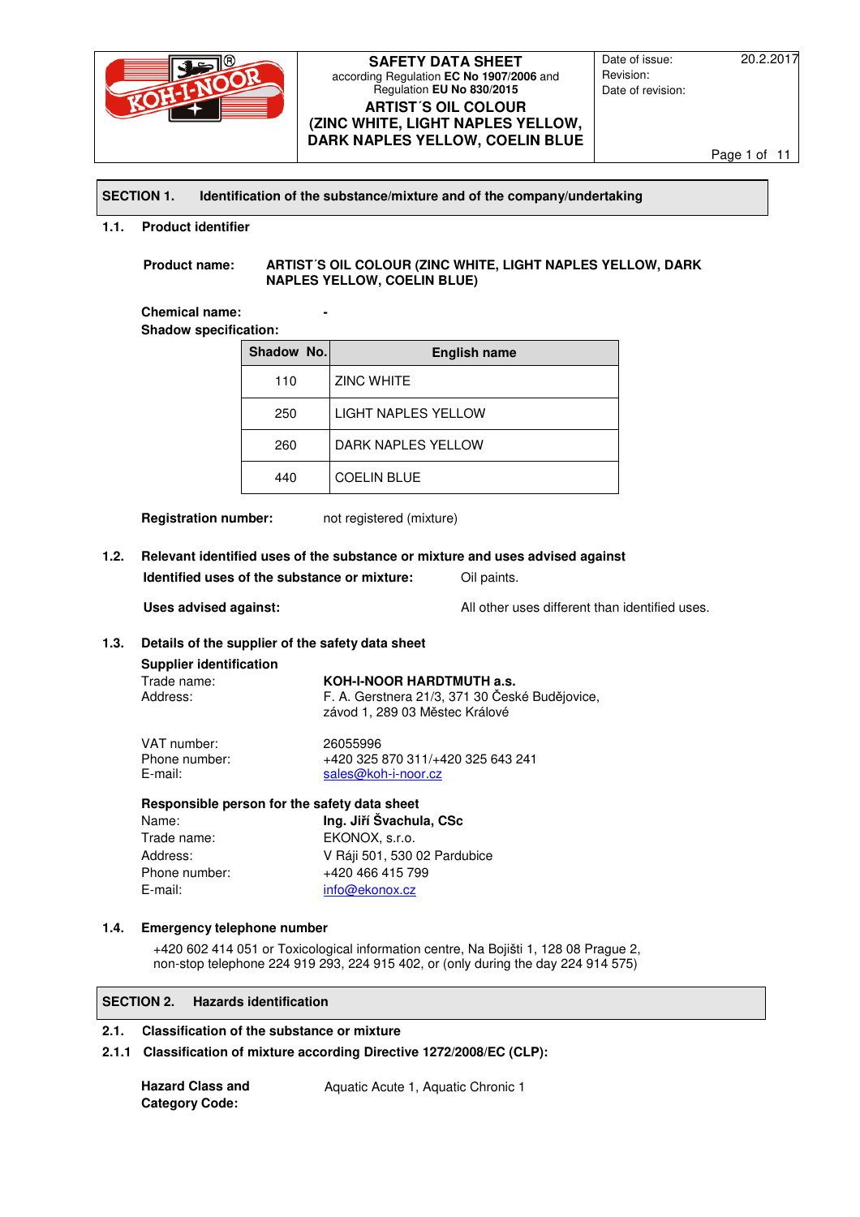# SAFETY DATA SHEET

according Regulation **EC No 1907/2006** and Regulation **EU No 830/2015**

**ARTIST´S OIL COLOUR (ZINC WHITE, LIGHT NAPLES YELLOW, DARK NAPLES YELLOW, COELIN BLUE**

Date of issue: 20.2.2017
Revision:
Date of revision:

## SECTION 1. Identification of the substance/mixture and of the company/undertaking

### 1.1. Product identifier

**Product name:** **ARTIST´S OIL COLOUR (ZINC WHITE, LIGHT NAPLES YELLOW, DARK NAPLES YELLOW, COELIN BLUE)**

**Chemical name:** -

**Shadow specification:**

| Shadow No. | English name |
|---|---|
| 110 | ZINC WHITE |
| 250 | LIGHT NAPLES YELLOW |
| 260 | DARK NAPLES YELLOW |
| 440 | COELIN BLUE |

**Registration number:** not registered (mixture)

### 1.2. Relevant identified uses of the substance or mixture and uses advised against

**Identified uses of the substance or mixture:** Oil paints.

**Uses advised against:** All other uses different than identified uses.

### 1.3. Details of the supplier of the safety data sheet

**Supplier identification**

Trade name: **KOH-I-NOOR HARDTMUTH a.s.**
Address: F. A. Gerstnera 21/3, 371 30 České Budějovice, závod 1, 289 03 Městec Králové

VAT number: 26055996
Phone number: +420 325 870 311/+420 325 643 241
E-mail: sales@koh-i-noor.cz

**Responsible person for the safety data sheet**

Name: **Ing. Jiří Švachula, CSc**
Trade name: EKONOX, s.r.o.
Address: V Ráji 501, 530 02 Pardubice
Phone number: +420 466 415 799
E-mail: info@ekonox.cz

### 1.4. Emergency telephone number

+420 602 414 051 or Toxicological information centre, Na Bojišti 1, 128 08 Prague 2, non-stop telephone 224 919 293, 224 915 402, or (only during the day 224 914 575)

## SECTION 2. Hazards identification

### 2.1. Classification of the substance or mixture

#### 2.1.1 Classification of mixture according Directive 1272/2008/EC (CLP):

**Hazard Class and Category Code:** Aquatic Acute 1, Aquatic Chronic 1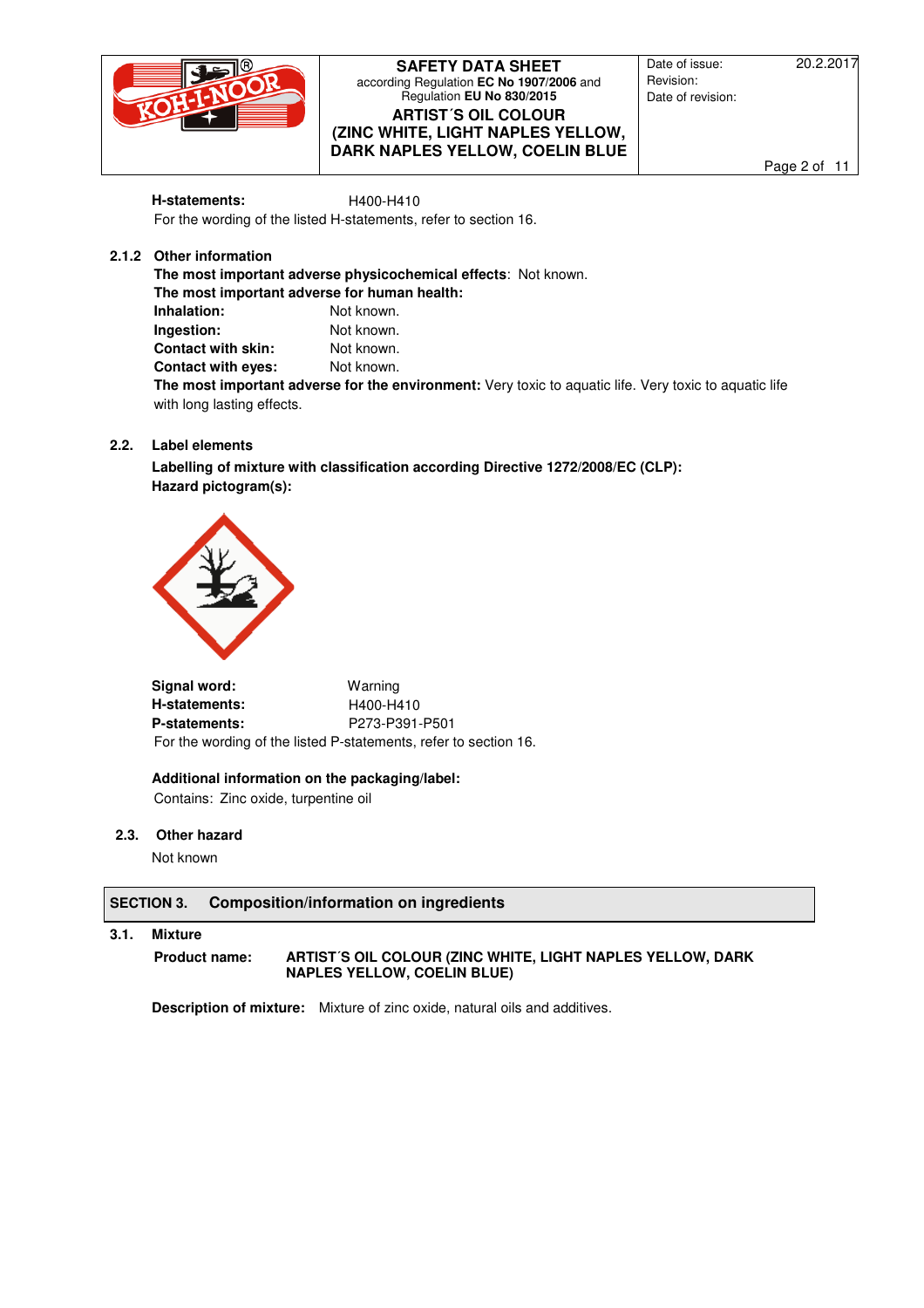**H-statements:** H400-H410

For the wording of the listed H-statements, refer to section 16.

### 2.1.2 Other information

**The most important adverse physicochemical effects**: Not known.

**The most important adverse for human health:**

**Inhalation:** Not known.

**Ingestion:** Not known.

**Contact with skin:** Not known.

**Contact with eyes:** Not known.

**The most important adverse for the environment:** Very toxic to aquatic life. Very toxic to aquatic life with long lasting effects.

### 2.2. Label elements

**Labelling of mixture with classification according Directive 1272/2008/EC (CLP):**

**Hazard pictogram(s):**

**Signal word:** Warning

**H-statements:** H400-H410

**P-statements:** P273-P391-P501

For the wording of the listed P-statements, refer to section 16.

**Additional information on the packaging/label:**

Contains: Zinc oxide, turpentine oil

### 2.3. Other hazard

Not known

## SECTION 3. Composition/information on ingredients

### 3.1. Mixture

**Product name:** **ARTIST´S OIL COLOUR (ZINC WHITE, LIGHT NAPLES YELLOW, DARK NAPLES YELLOW, COELIN BLUE)**

**Description of mixture:** Mixture of zinc oxide, natural oils and additives.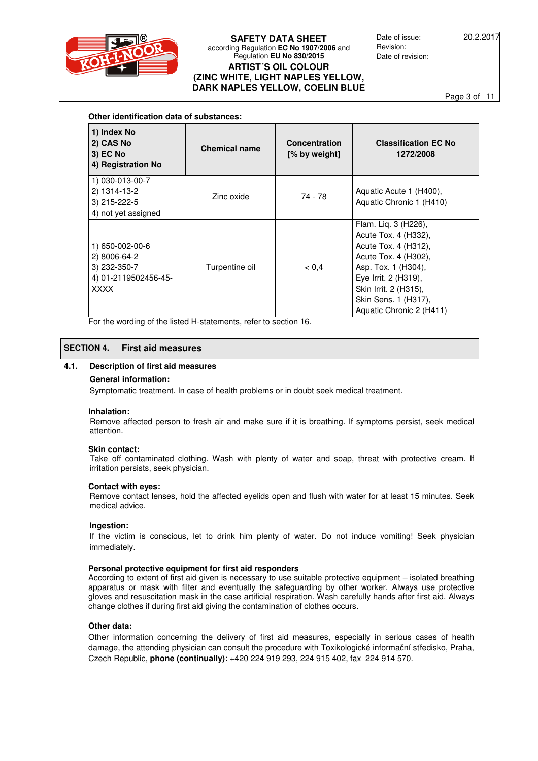**Other identification data of substances:**

| 1) Index No<br>2) CAS No<br>3) EC No<br>4) Registration No | Chemical name | Concentration [% by weight] | Classification EC No 1272/2008 |
|---|---|---|---|
| 1) 030-013-00-7<br>2) 1314-13-2<br>3) 215-222-5<br>4) not yet assigned | Zinc oxide | 74 - 78 | Aquatic Acute 1 (H400),<br>Aquatic Chronic 1 (H410) |
| 1) 650-002-00-6<br>2) 8006-64-2<br>3) 232-350-7<br>4) 01-2119502456-45-XXXX | Turpentine oil | < 0,4 | Flam. Liq. 3 (H226),<br>Acute Tox. 4 (H332),<br>Acute Tox. 4 (H312),<br>Acute Tox. 4 (H302),<br>Asp. Tox. 1 (H304),<br>Eye Irrit. 2 (H319),<br>Skin Irrit. 2 (H315),<br>Skin Sens. 1 (H317),<br>Aquatic Chronic 2 (H411) |

For the wording of the listed H-statements, refer to section 16.

## SECTION 4. First aid measures

### 4.1. Description of first aid measures

**General information:**

Symptomatic treatment. In case of health problems or in doubt seek medical treatment.

**Inhalation:**

Remove affected person to fresh air and make sure if it is breathing. If symptoms persist, seek medical attention.

**Skin contact:**

Take off contaminated clothing. Wash with plenty of water and soap, threat with protective cream. If irritation persists, seek physician.

**Contact with eyes:**

Remove contact lenses, hold the affected eyelids open and flush with water for at least 15 minutes. Seek medical advice.

**Ingestion:**

If the victim is conscious, let to drink him plenty of water. Do not induce vomiting! Seek physician immediately.

**Personal protective equipment for first aid responders**

According to extent of first aid given is necessary to use suitable protective equipment – isolated breathing apparatus or mask with filter and eventually the safeguarding by other worker. Always use protective gloves and resuscitation mask in the case artificial respiration. Wash carefully hands after first aid. Always change clothes if during first aid giving the contamination of clothes occurs.

**Other data:**

Other information concerning the delivery of first aid measures, especially in serious cases of health damage, the attending physician can consult the procedure with Toxikologické informační středisko, Praha, Czech Republic, **phone (continually):** +420 224 919 293, 224 915 402, fax 224 914 570.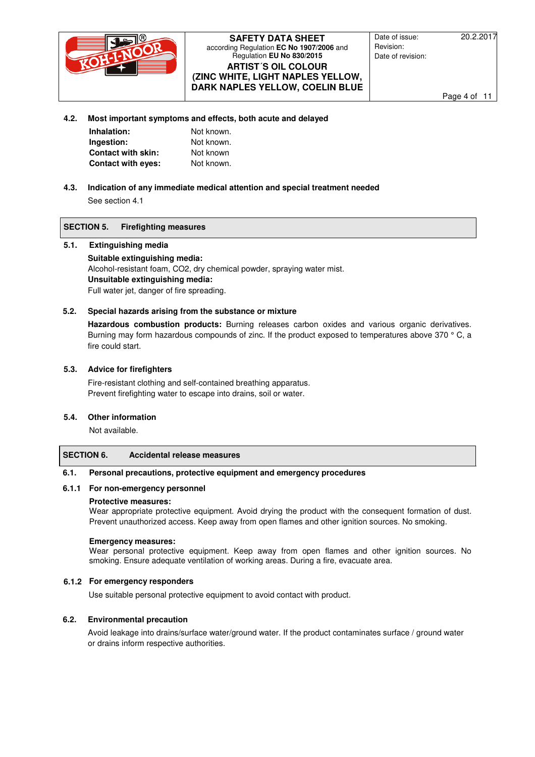### 4.2. Most important symptoms and effects, both acute and delayed

| | |
|---|---|
| **Inhalation:** | Not known. |
| **Ingestion:** | Not known. |
| **Contact with skin:** | Not known |
| **Contact with eyes:** | Not known. |

### 4.3. Indication of any immediate medical attention and special treatment needed

See section 4.1

## SECTION 5. Firefighting measures

### 5.1. Extinguishing media

**Suitable extinguishing media:**
Alcohol-resistant foam, CO2, dry chemical powder, spraying water mist.
**Unsuitable extinguishing media:**
Full water jet, danger of fire spreading.

### 5.2. Special hazards arising from the substance or mixture

**Hazardous combustion products:** Burning releases carbon oxides and various organic derivatives. Burning may form hazardous compounds of zinc. If the product exposed to temperatures above 370 ° C, a fire could start.

### 5.3. Advice for firefighters

Fire-resistant clothing and self-contained breathing apparatus.
Prevent firefighting water to escape into drains, soil or water.

### 5.4. Other information

Not available.

## SECTION 6. Accidental release measures

### 6.1. Personal precautions, protective equipment and emergency procedures

### 6.1.1 For non-emergency personnel

**Protective measures:**
Wear appropriate protective equipment. Avoid drying the product with the consequent formation of dust. Prevent unauthorized access. Keep away from open flames and other ignition sources. No smoking.

**Emergency measures:**
Wear personal protective equipment. Keep away from open flames and other ignition sources. No smoking. Ensure adequate ventilation of working areas. During a fire, evacuate area.

### 6.1.2 For emergency responders

Use suitable personal protective equipment to avoid contact with product.

### 6.2. Environmental precaution

Avoid leakage into drains/surface water/ground water. If the product contaminates surface / ground water or drains inform respective authorities.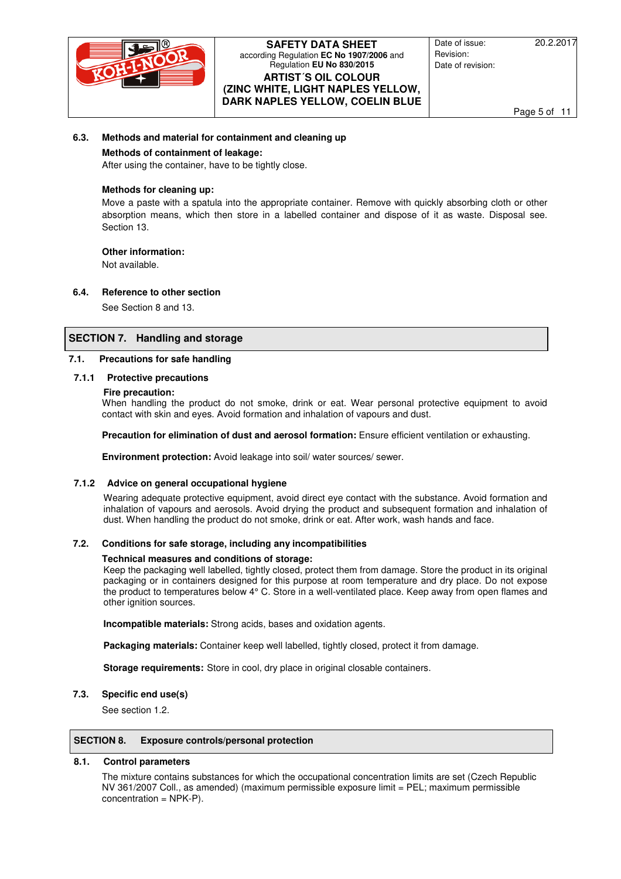### 6.3. Methods and material for containment and cleaning up

**Methods of containment of leakage:**

After using the container, have to be tightly close.

**Methods for cleaning up:**

Move a paste with a spatula into the appropriate container. Remove with quickly absorbing cloth or other absorption means, which then store in a labelled container and dispose of it as waste. Disposal see. Section 13.

**Other information:**

Not available.

### 6.4. Reference to other section

See Section 8 and 13.

## SECTION 7. Handling and storage

### 7.1. Precautions for safe handling

#### 7.1.1 Protective precautions

**Fire precaution:**

When handling the product do not smoke, drink or eat. Wear personal protective equipment to avoid contact with skin and eyes. Avoid formation and inhalation of vapours and dust.

**Precaution for elimination of dust and aerosol formation:** Ensure efficient ventilation or exhausting.

**Environment protection:** Avoid leakage into soil/ water sources/ sewer.

#### 7.1.2 Advice on general occupational hygiene

Wearing adequate protective equipment, avoid direct eye contact with the substance. Avoid formation and inhalation of vapours and aerosols. Avoid drying the product and subsequent formation and inhalation of dust. When handling the product do not smoke, drink or eat. After work, wash hands and face.

### 7.2. Conditions for safe storage, including any incompatibilities

**Technical measures and conditions of storage:**

Keep the packaging well labelled, tightly closed, protect them from damage. Store the product in its original packaging or in containers designed for this purpose at room temperature and dry place. Do not expose the product to temperatures below 4° C. Store in a well-ventilated place. Keep away from open flames and other ignition sources.

**Incompatible materials:** Strong acids, bases and oxidation agents.

**Packaging materials:** Container keep well labelled, tightly closed, protect it from damage.

**Storage requirements:** Store in cool, dry place in original closable containers.

### 7.3. Specific end use(s)

See section 1.2.

## SECTION 8. Exposure controls/personal protection

### 8.1. Control parameters

The mixture contains substances for which the occupational concentration limits are set (Czech Republic NV 361/2007 Coll., as amended) (maximum permissible exposure limit = PEL; maximum permissible concentration = NPK-P).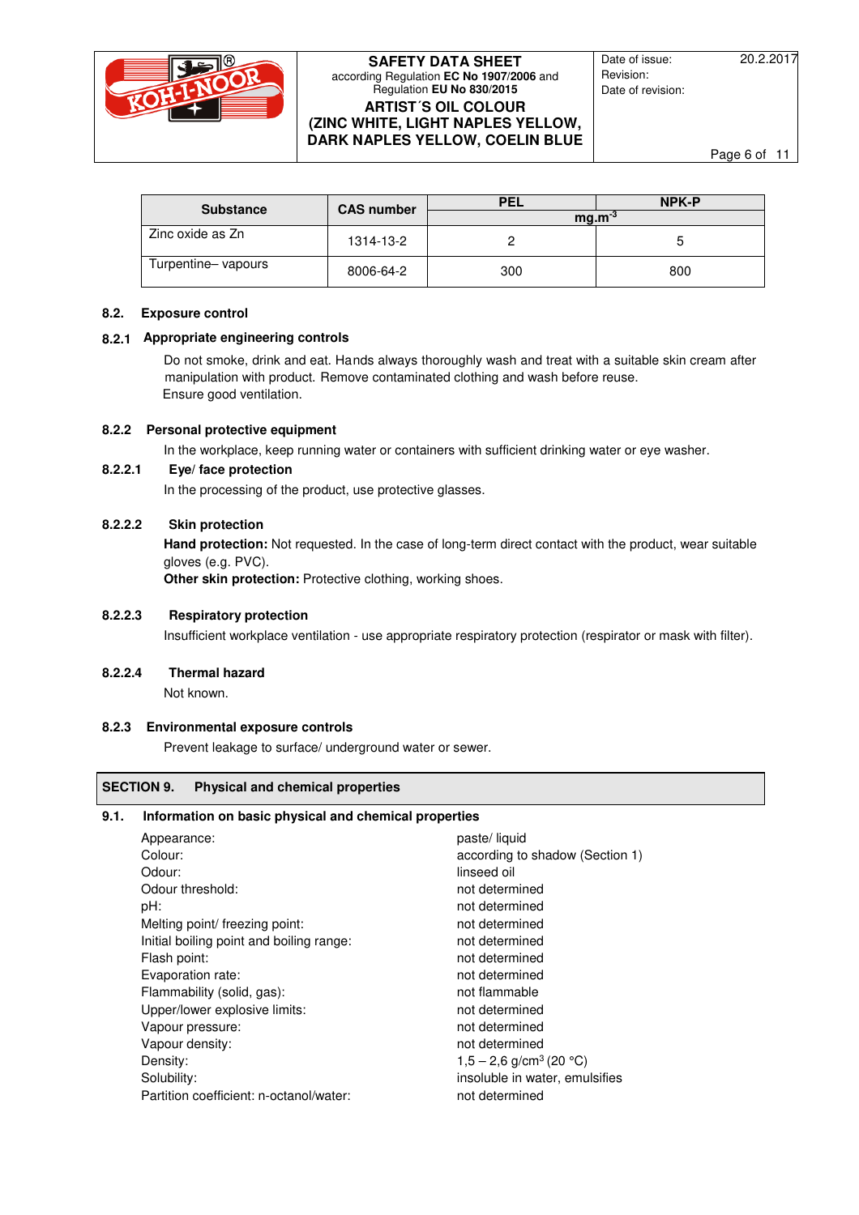| Substance | CAS number | PEL | NPK-P |
|---|---|---|---|
| | | mg.m$^{-3}$ | |
| Zinc oxide as Zn | 1314-13-2 | 2 | 5 |
| Turpentine– vapours | 8006-64-2 | 300 | 800 |

**8.2. Exposure control**

**8.2.1 Appropriate engineering controls**

Do not smoke, drink and eat. Hands always thoroughly wash and treat with a suitable skin cream after manipulation with product. Remove contaminated clothing and wash before reuse.
Ensure good ventilation.

**8.2.2 Personal protective equipment**

In the workplace, keep running water or containers with sufficient drinking water or eye washer.

**8.2.2.1 Eye/ face protection**

In the processing of the product, use protective glasses.

**8.2.2.2 Skin protection**

**Hand protection:** Not requested. In the case of long-term direct contact with the product, wear suitable gloves (e.g. PVC).
**Other skin protection:** Protective clothing, working shoes.

**8.2.2.3 Respiratory protection**

Insufficient workplace ventilation - use appropriate respiratory protection (respirator or mask with filter).

**8.2.2.4 Thermal hazard**

Not known.

**8.2.3 Environmental exposure controls**

Prevent leakage to surface/ underground water or sewer.

## SECTION 9. Physical and chemical properties

**9.1. Information on basic physical and chemical properties**

| | |
|---|---|
| Appearance: | paste/ liquid |
| Colour: | according to shadow (Section 1) |
| Odour: | linseed oil |
| Odour threshold: | not determined |
| pH: | not determined |
| Melting point/ freezing point: | not determined |
| Initial boiling point and boiling range: | not determined |
| Flash point: | not determined |
| Evaporation rate: | not determined |
| Flammability (solid, gas): | not flammable |
| Upper/lower explosive limits: | not determined |
| Vapour pressure: | not determined |
| Vapour density: | not determined |
| Density: | 1,5 – 2,6 g/cm$^3$ (20 °C) |
| Solubility: | insoluble in water, emulsifies |
| Partition coefficient: n-octanol/water: | not determined |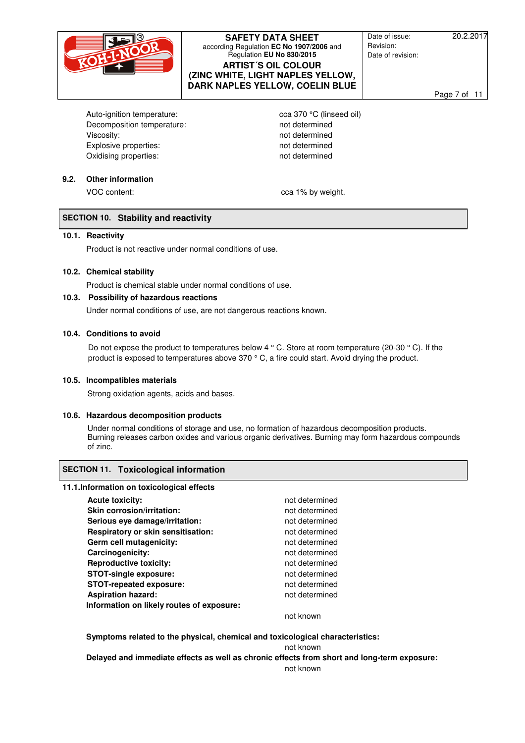| | |
|---|---|
| Auto-ignition temperature: | cca 370 °C (linseed oil) |
| Decomposition temperature: | not determined |
| Viscosity: | not determined |
| Explosive properties: | not determined |
| Oxidising properties: | not determined |

### 9.2. Other information

| | |
|---|---|
| VOC content: | cca 1% by weight. |

## SECTION 10. Stability and reactivity

### 10.1. Reactivity

Product is not reactive under normal conditions of use.

### 10.2. Chemical stability

Product is chemical stable under normal conditions of use.

### 10.3. Possibility of hazardous reactions

Under normal conditions of use, are not dangerous reactions known.

### 10.4. Conditions to avoid

Do not expose the product to temperatures below 4 ° C. Store at room temperature (20-30 ° C). If the product is exposed to temperatures above 370 ° C, a fire could start. Avoid drying the product.

### 10.5. Incompatibles materials

Strong oxidation agents, acids and bases.

### 10.6. Hazardous decomposition products

Under normal conditions of storage and use, no formation of hazardous decomposition products. Burning releases carbon oxides and various organic derivatives. Burning may form hazardous compounds of zinc.

## SECTION 11. Toxicological information

### 11.1. Information on toxicological effects

| | |
|---|---|
| **Acute toxicity:** | not determined |
| **Skin corrosion/irritation:** | not determined |
| **Serious eye damage/irritation:** | not determined |
| **Respiratory or skin sensitisation:** | not determined |
| **Germ cell mutagenicity:** | not determined |
| **Carcinogenicity:** | not determined |
| **Reproductive toxicity:** | not determined |
| **STOT-single exposure:** | not determined |
| **STOT-repeated exposure:** | not determined |
| **Aspiration hazard:** | not determined |

**Information on likely routes of exposure:**

not known

**Symptoms related to the physical, chemical and toxicological characteristics:**

not known

**Delayed and immediate effects as well as chronic effects from short and long-term exposure:**

not known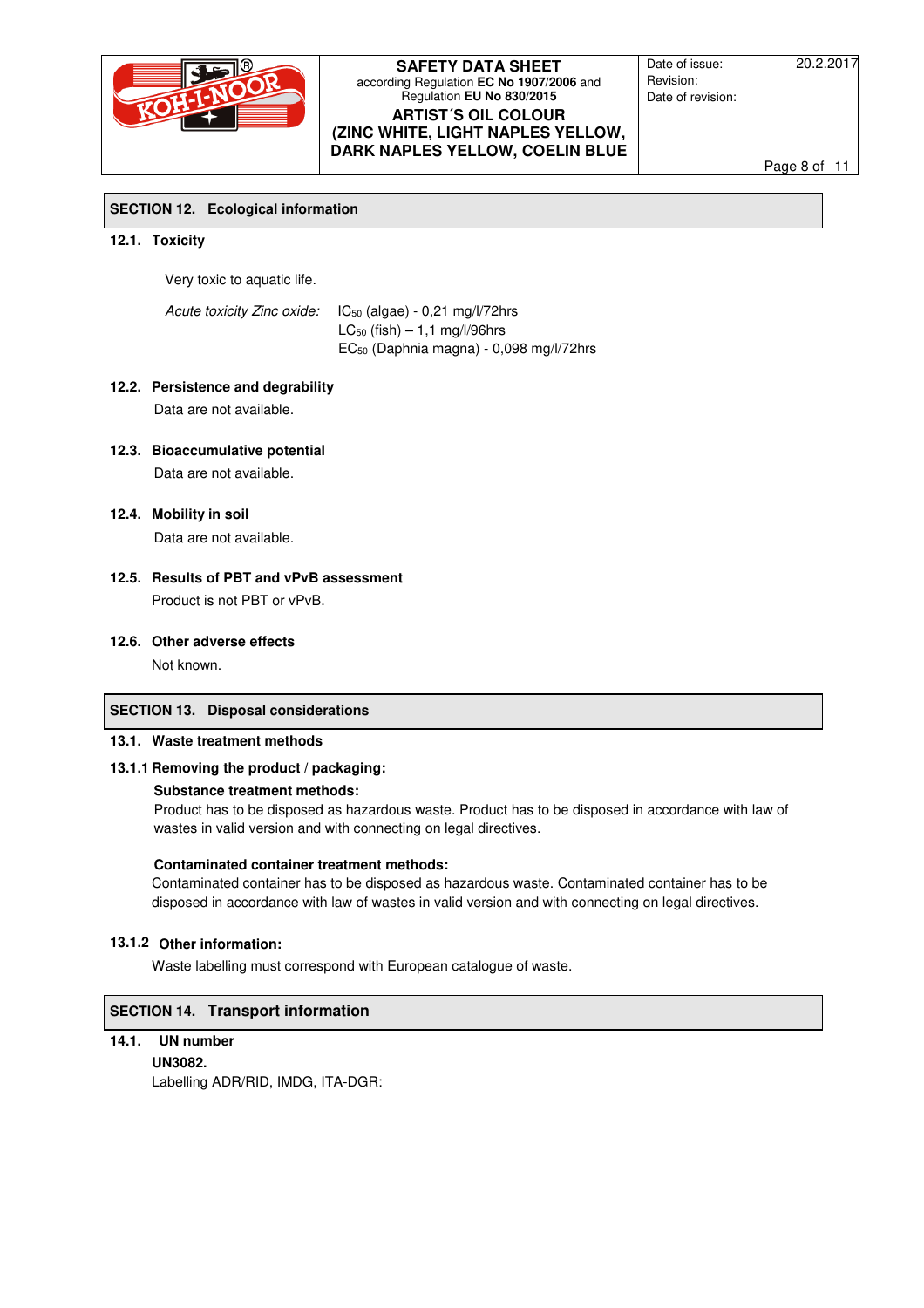## SECTION 12. Ecological information

### 12.1. Toxicity

Very toxic to aquatic life.

*Acute toxicity Zinc oxide:* $IC_{50}$ (algae) - 0,21 mg/l/72hrs
$LC_{50}$ (fish) – 1,1 mg/l/96hrs
$EC_{50}$ (Daphnia magna) - 0,098 mg/l/72hrs

### 12.2. Persistence and degrability

Data are not available.

### 12.3. Bioaccumulative potential

Data are not available.

### 12.4. Mobility in soil

Data are not available.

### 12.5. Results of PBT and vPvB assessment

Product is not PBT or vPvB.

### 12.6. Other adverse effects

Not known.

## SECTION 13. Disposal considerations

### 13.1. Waste treatment methods

#### 13.1.1 Removing the product / packaging:

**Substance treatment methods:**

Product has to be disposed as hazardous waste. Product has to be disposed in accordance with law of wastes in valid version and with connecting on legal directives.

**Contaminated container treatment methods:**

Contaminated container has to be disposed as hazardous waste. Contaminated container has to be disposed in accordance with law of wastes in valid version and with connecting on legal directives.

#### 13.1.2 Other information:

Waste labelling must correspond with European catalogue of waste.

## SECTION 14. Transport information

### 14.1. UN number

**UN3082.**

Labelling ADR/RID, IMDG, ITA-DGR: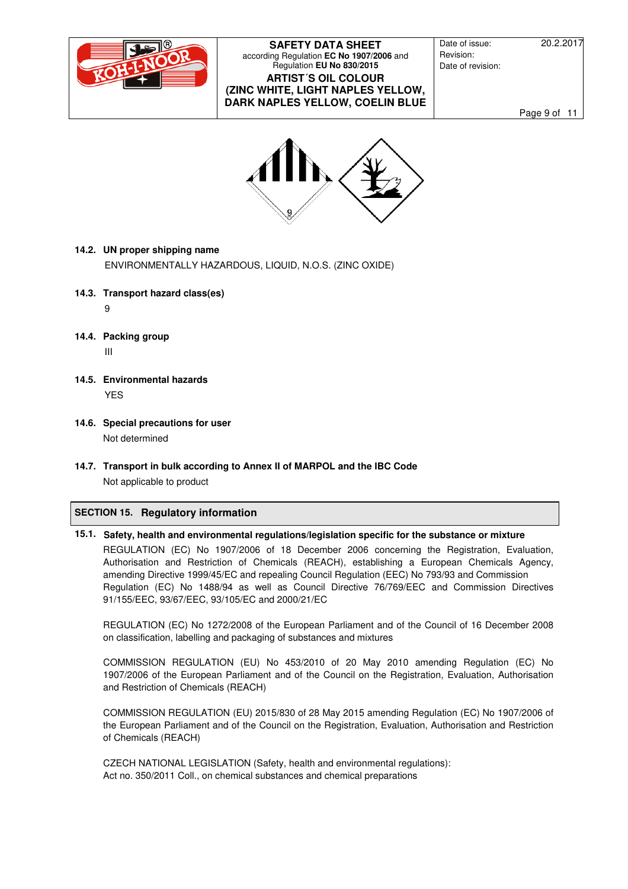### 14.2. UN proper shipping name

ENVIRONMENTALLY HAZARDOUS, LIQUID, N.O.S. (ZINC OXIDE)

### 14.3. Transport hazard class(es)

9

### 14.4. Packing group

III

### 14.5. Environmental hazards

YES

### 14.6. Special precautions for user

Not determined

### 14.7. Transport in bulk according to Annex II of MARPOL and the IBC Code

Not applicable to product

## SECTION 15. Regulatory information

### 15.1. Safety, health and environmental regulations/legislation specific for the substance or mixture

REGULATION (EC) No 1907/2006 of 18 December 2006 concerning the Registration, Evaluation, Authorisation and Restriction of Chemicals (REACH), establishing a European Chemicals Agency, amending Directive 1999/45/EC and repealing Council Regulation (EEC) No 793/93 and Commission Regulation (EC) No 1488/94 as well as Council Directive 76/769/EEC and Commission Directives 91/155/EEC, 93/67/EEC, 93/105/EC and 2000/21/EC

REGULATION (EC) No 1272/2008 of the European Parliament and of the Council of 16 December 2008 on classification, labelling and packaging of substances and mixtures

COMMISSION REGULATION (EU) No 453/2010 of 20 May 2010 amending Regulation (EC) No 1907/2006 of the European Parliament and of the Council on the Registration, Evaluation, Authorisation and Restriction of Chemicals (REACH)

COMMISSION REGULATION (EU) 2015/830 of 28 May 2015 amending Regulation (EC) No 1907/2006 of the European Parliament and of the Council on the Registration, Evaluation, Authorisation and Restriction of Chemicals (REACH)

CZECH NATIONAL LEGISLATION (Safety, health and environmental regulations):
Act no. 350/2011 Coll., on chemical substances and chemical preparations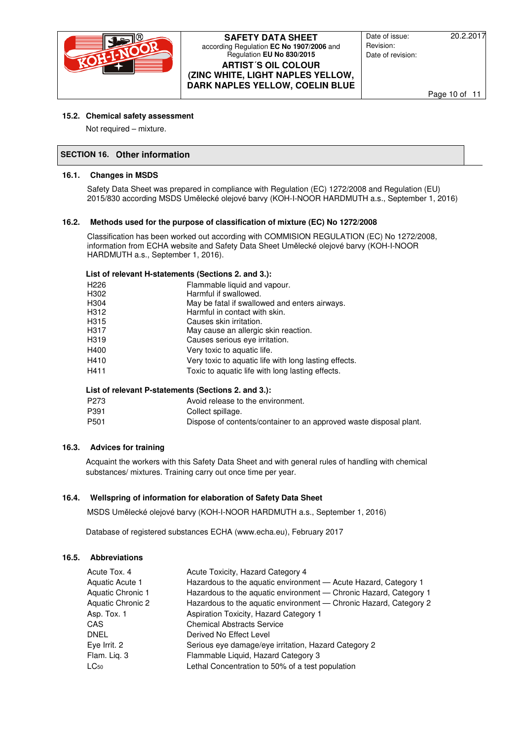### 15.2. Chemical safety assessment

Not required – mixture.

## SECTION 16. Other information

### 16.1. Changes in MSDS

Safety Data Sheet was prepared in compliance with Regulation (EC) 1272/2008 and Regulation (EU) 2015/830 according MSDS Umělecké olejové barvy (KOH-I-NOOR HARDMUTH a.s., September 1, 2016)

### 16.2. Methods used for the purpose of classification of mixture (EC) No 1272/2008

Classification has been worked out according with COMMISION REGULATION (EC) No 1272/2008, information from ECHA website and Safety Data Sheet Umělecké olejové barvy (KOH-I-NOOR HARDMUTH a.s., September 1, 2016).

**List of relevant H-statements (Sections 2. and 3.):**

| | |
|---|---|
| H226 | Flammable liquid and vapour. |
| H302 | Harmful if swallowed. |
| H304 | May be fatal if swallowed and enters airways. |
| H312 | Harmful in contact with skin. |
| H315 | Causes skin irritation. |
| H317 | May cause an allergic skin reaction. |
| H319 | Causes serious eye irritation. |
| H400 | Very toxic to aquatic life. |
| H410 | Very toxic to aquatic life with long lasting effects. |
| H411 | Toxic to aquatic life with long lasting effects. |

**List of relevant P-statements (Sections 2. and 3.):**

| | |
|---|---|
| P273 | Avoid release to the environment. |
| P391 | Collect spillage. |
| P501 | Dispose of contents/container to an approved waste disposal plant. |

### 16.3. Advices for training

Acquaint the workers with this Safety Data Sheet and with general rules of handling with chemical substances/ mixtures. Training carry out once time per year.

### 16.4. Wellspring of information for elaboration of Safety Data Sheet

MSDS Umělecké olejové barvy (KOH-I-NOOR HARDMUTH a.s., September 1, 2016)

Database of registered substances ECHA (www.echa.eu), February 2017

### 16.5. Abbreviations

| | |
|---|---|
| Acute Tox. 4 | Acute Toxicity, Hazard Category 4 |
| Aquatic Acute 1 | Hazardous to the aquatic environment — Acute Hazard, Category 1 |
| Aquatic Chronic 1 | Hazardous to the aquatic environment — Chronic Hazard, Category 1 |
| Aquatic Chronic 2 | Hazardous to the aquatic environment — Chronic Hazard, Category 2 |
| Asp. Tox. 1 | Aspiration Toxicity, Hazard Category 1 |
| CAS | Chemical Abstracts Service |
| DNEL | Derived No Effect Level |
| Eye Irrit. 2 | Serious eye damage/eye irritation, Hazard Category 2 |
| Flam. Liq. 3 | Flammable Liquid, Hazard Category 3 |
| $LC_{50}$ | Lethal Concentration to 50% of a test population |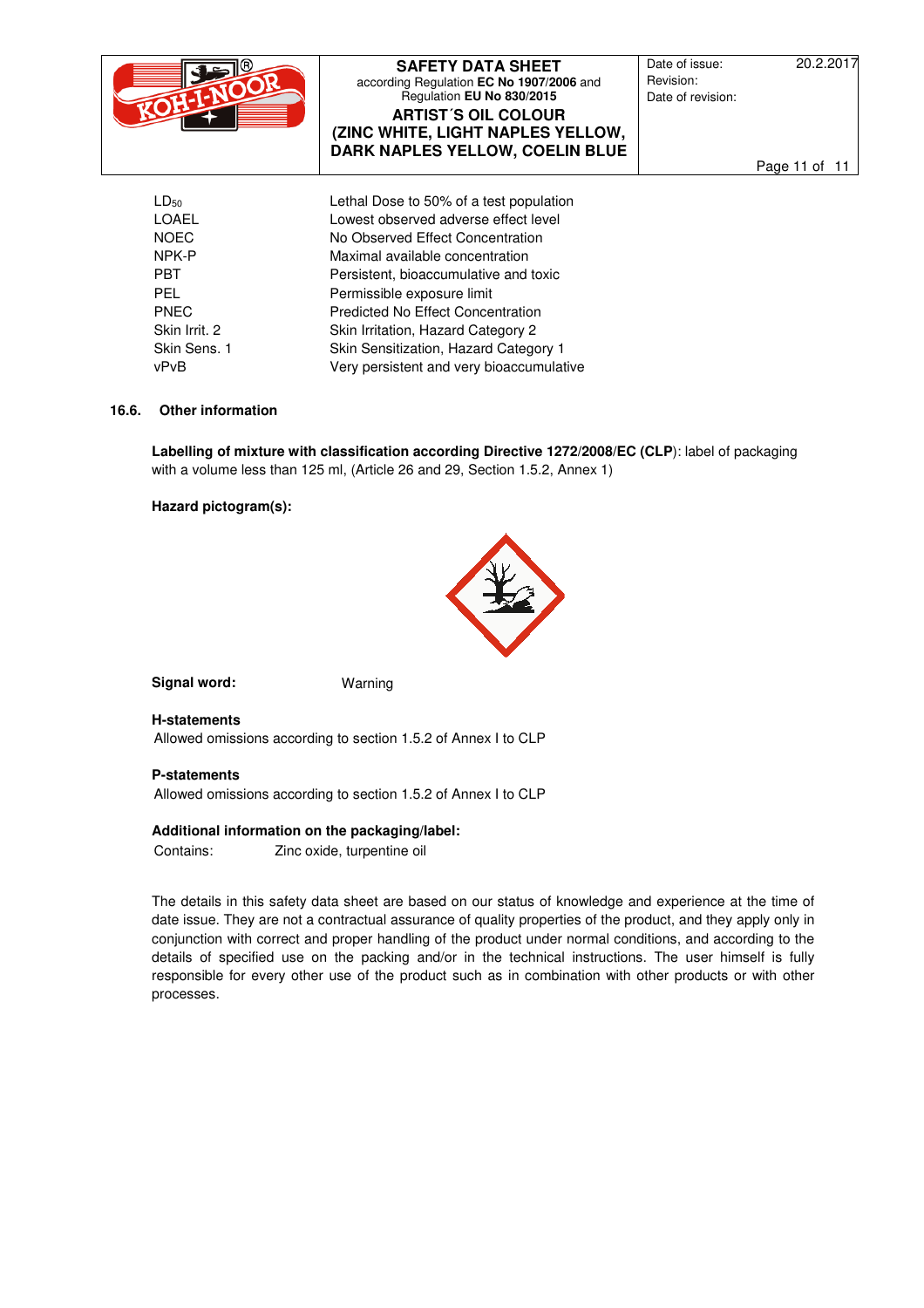| | |
|---|---|
| $LD_{50}$ | Lethal Dose to 50% of a test population |
| LOAEL | Lowest observed adverse effect level |
| NOEC | No Observed Effect Concentration |
| NPK-P | Maximal available concentration |
| PBT | Persistent, bioaccumulative and toxic |
| PEL | Permissible exposure limit |
| PNEC | Predicted No Effect Concentration |
| Skin Irrit. 2 | Skin Irritation, Hazard Category 2 |
| Skin Sens. 1 | Skin Sensitization, Hazard Category 1 |
| vPvB | Very persistent and very bioaccumulative |

## 16.6. Other information

**Labelling of mixture with classification according Directive 1272/2008/EC (CLP)**: label of packaging with a volume less than 125 ml, (Article 26 and 29, Section 1.5.2, Annex 1)

**Hazard pictogram(s):**

**Signal word:** Warning

**H-statements**

Allowed omissions according to section 1.5.2 of Annex I to CLP

**P-statements**

Allowed omissions according to section 1.5.2 of Annex I to CLP

**Additional information on the packaging/label:**

Contains: Zinc oxide, turpentine oil

The details in this safety data sheet are based on our status of knowledge and experience at the time of date issue. They are not a contractual assurance of quality properties of the product, and they apply only in conjunction with correct and proper handling of the product under normal conditions, and according to the details of specified use on the packing and/or in the technical instructions. The user himself is fully responsible for every other use of the product such as in combination with other products or with other processes.